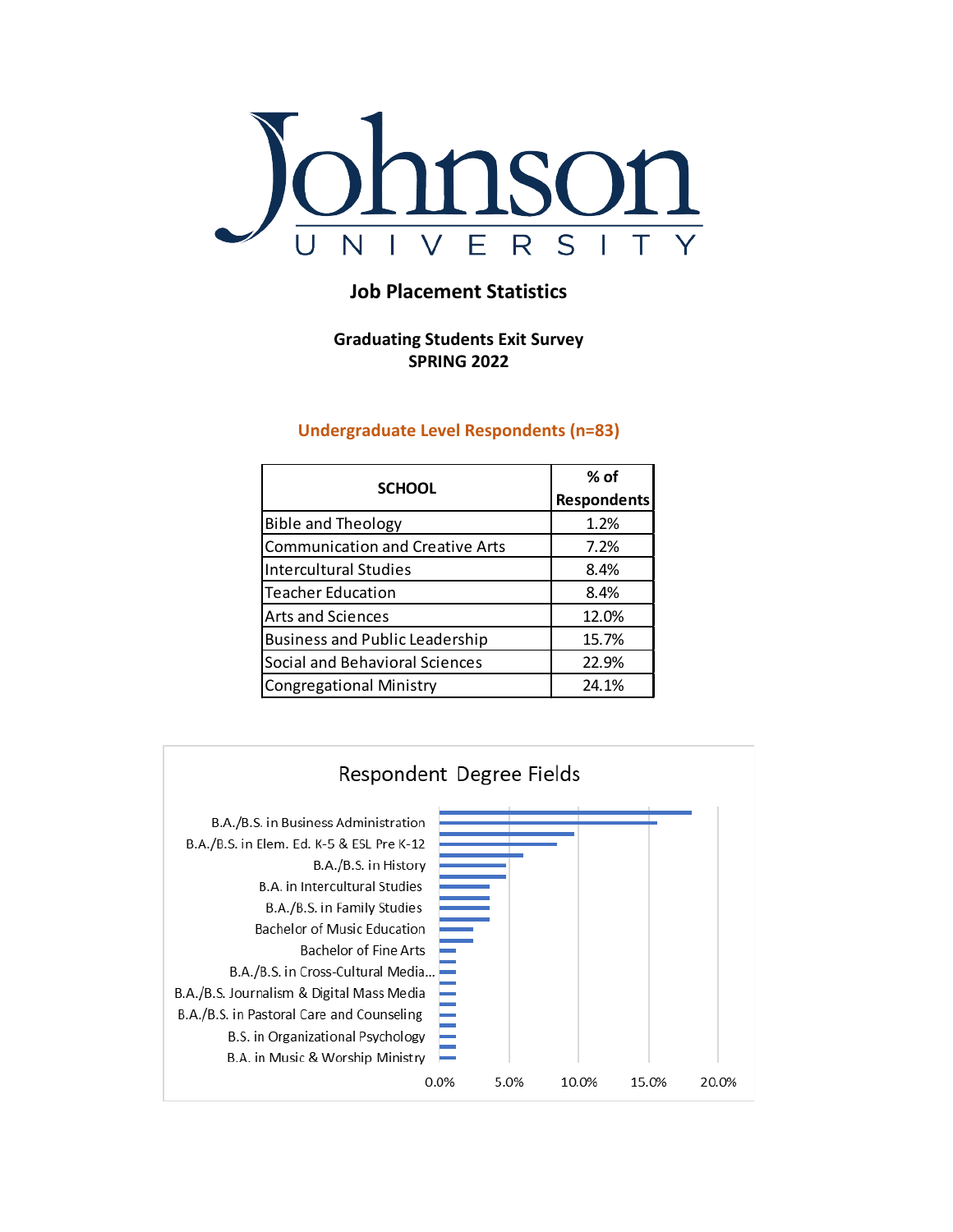Johnson UNIVERSITY

## Job Placement Statistics

### Graduating Students Exit Survey
### SPRING 2022

### Undergraduate Level Respondents (n=83)

| SCHOOL | % of Respondents |
|---|---|
| Bible and Theology | 1.2% |
| Communication and Creative Arts | 7.2% |
| Intercultural Studies | 8.4% |
| Teacher Education | 8.4% |
| Arts and Sciences | 12.0% |
| Business and Public Leadership | 15.7% |
| Social and Behavioral Sciences | 22.9% |
| Congregational Ministry | 24.1% |

Respondent Degree Fields

B.A./B.S. in Business Administration
B.A./B.S. in Elem. Ed. K-5 & ESL Pre K-12
B.A./B.S. in History
B.A. in Intercultural Studies
B.A./B.S. in Family Studies
Bachelor of Music Education
Bachelor of Fine Arts
B.A./B.S. in Cross-Cultural Media...
B.A./B.S. Journalism & Digital Mass Media
B.A./B.S. in Pastoral Care and Counseling
B.S. in Organizational Psychology
B.A. in Music & Worship Ministry

0.0% 5.0% 10.0% 15.0% 20.0%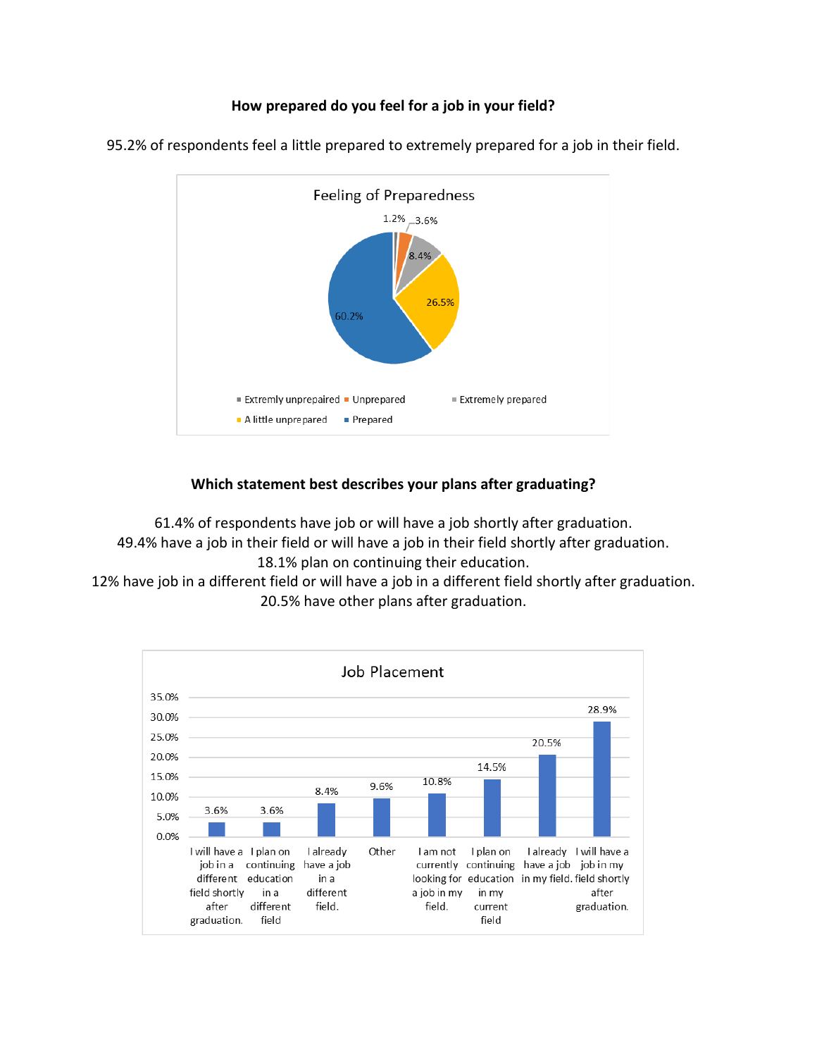**How prepared do you feel for a job in your field?**

95.2% of respondents feel a little prepared to extremely prepared for a job in their field.

Feeling of Preparedness

1.2%
3.6%
8.4%
26.5%
60.2%

Extremly unpeirared
Unprepared
Extremely prepared
A little unprepared
Prepared

**Which statement best describes your plans after graduating?**

61.4% of respondents have job or will have a job shortly after graduation.
49.4% have a job in their field or will have a job in their field shortly after graduation.
18.1% plan on continuing their education.
12% have job in a different field or will have a job in a different field shortly after graduation.
20.5% have other plans after graduation.

Job Placement

35.0%
30.0%
25.0%
20.0%
15.0%
10.0%
5.0%
0.0%

3.6%
3.6%
8.4%
9.6%
10.8%
14.5%
20.5%
28.9%

I will have a job in a different field shortly after graduation.
I plan on continuing education in a different field
I already have a job in a different field.
Other
I am not currently looking for a job in my field.
I plan on continuing education in my current field
I already have a job in my field.
I will have a job in my field shortly after graduation.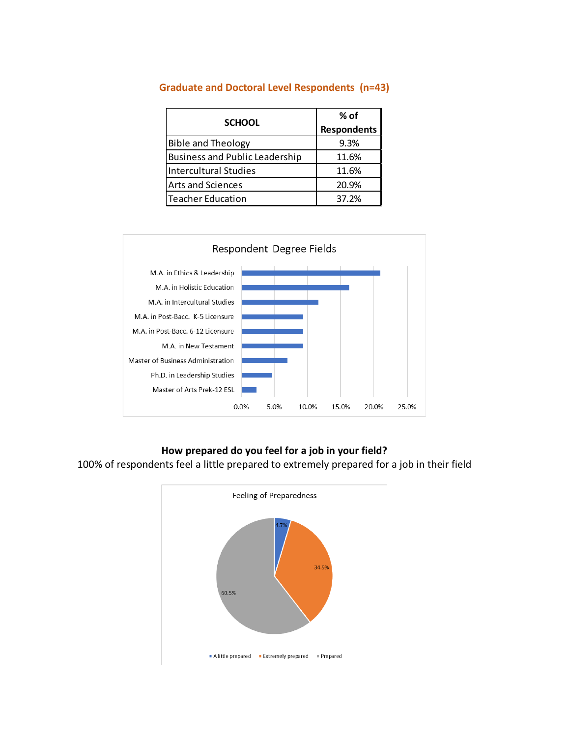## Graduate and Doctoral Level Respondents (n=43)

| SCHOOL | % of Respondents |
| --- | --- |
| Bible and Theology | 9.3% |
| Business and Public Leadership | 11.6% |
| Intercultural Studies | 11.6% |
| Arts and Sciences | 20.9% |
| Teacher Education | 37.2% |

Respondent Degree Fields

M.A. in Ethics & Leadership
M.A. in Holistic Education
M.A. in Intercultural Studies
M.A. in Post-Bacc. K-5 Licensure
M.A. in Post-Bacc. 6-12 Licensure
M.A. in New Testament
Master of Business Administration
Ph.D. in Leadership Studies
Master of Arts Prek-12 ESL

0.0% 5.0% 10.0% 15.0% 20.0% 25.0%

**How prepared do you feel for a job in your field?**

100% of respondents feel a little prepared to extremely prepared for a job in their field

Feeling of Preparedness

4.7%
34.9%
60.5%

A little prepared, Extremely prepared, Prepared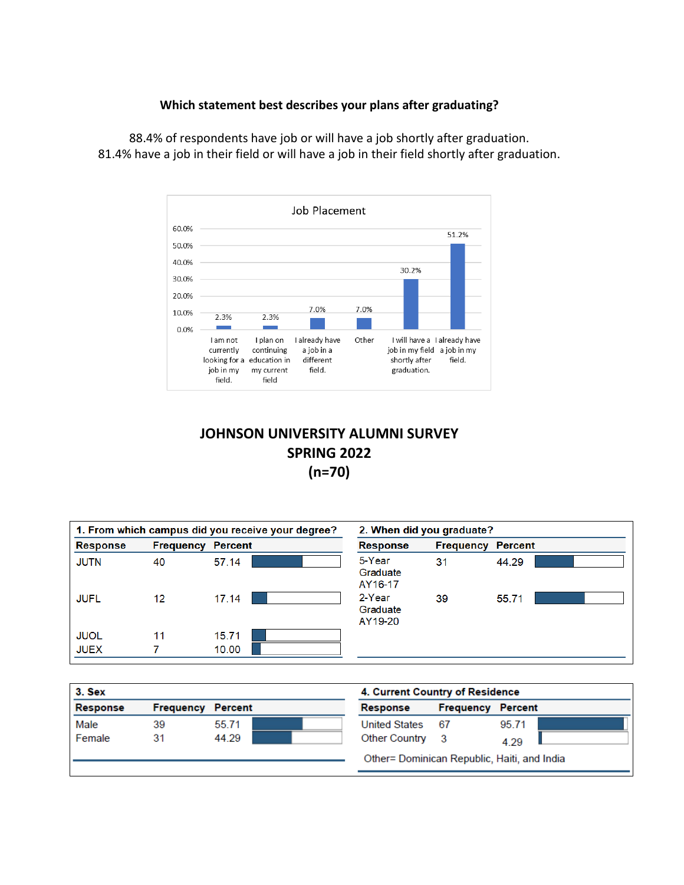**Which statement best describes your plans after graduating?**

88.4% of respondents have job or will have a job shortly after graduation.
81.4% have a job in their field or will have a job in their field shortly after graduation.

Job Placement

60.0%
50.0%
40.0%
30.0%
20.0%
10.0%
0.0%

2.3% — I am not currently looking for a job in my field.
2.3% — I plan on continuing education in my current field
7.0% — I already have a job in a different field.
7.0% — Other
30.2% — I will have a job in my field shortly after graduation.
51.2% — I already have a job in my field.

# JOHNSON UNIVERSITY ALUMNI SURVEY
## SPRING 2022
## (n=70)

**1. From which campus did you receive your degree?**

| Response | Frequency | Percent |
|---|---|---|
| JUTN | 40 | 57.14 |
| JUFL | 12 | 17.14 |
| JUOL | 11 | 15.71 |
| JUEX | 7 | 10.00 |

**2. When did you graduate?**

| Response | Frequency | Percent |
|---|---|---|
| 5-Year Graduate AY16-17 | 31 | 44.29 |
| 2-Year Graduate AY19-20 | 39 | 55.71 |

**3. Sex**

| Response | Frequency | Percent |
|---|---|---|
| Male | 39 | 55.71 |
| Female | 31 | 44.29 |

**4. Current Country of Residence**

| Response | Frequency | Percent |
|---|---|---|
| United States | 67 | 95.71 |
| Other Country | 3 | 4.29 |

Other= Dominican Republic, Haiti, and India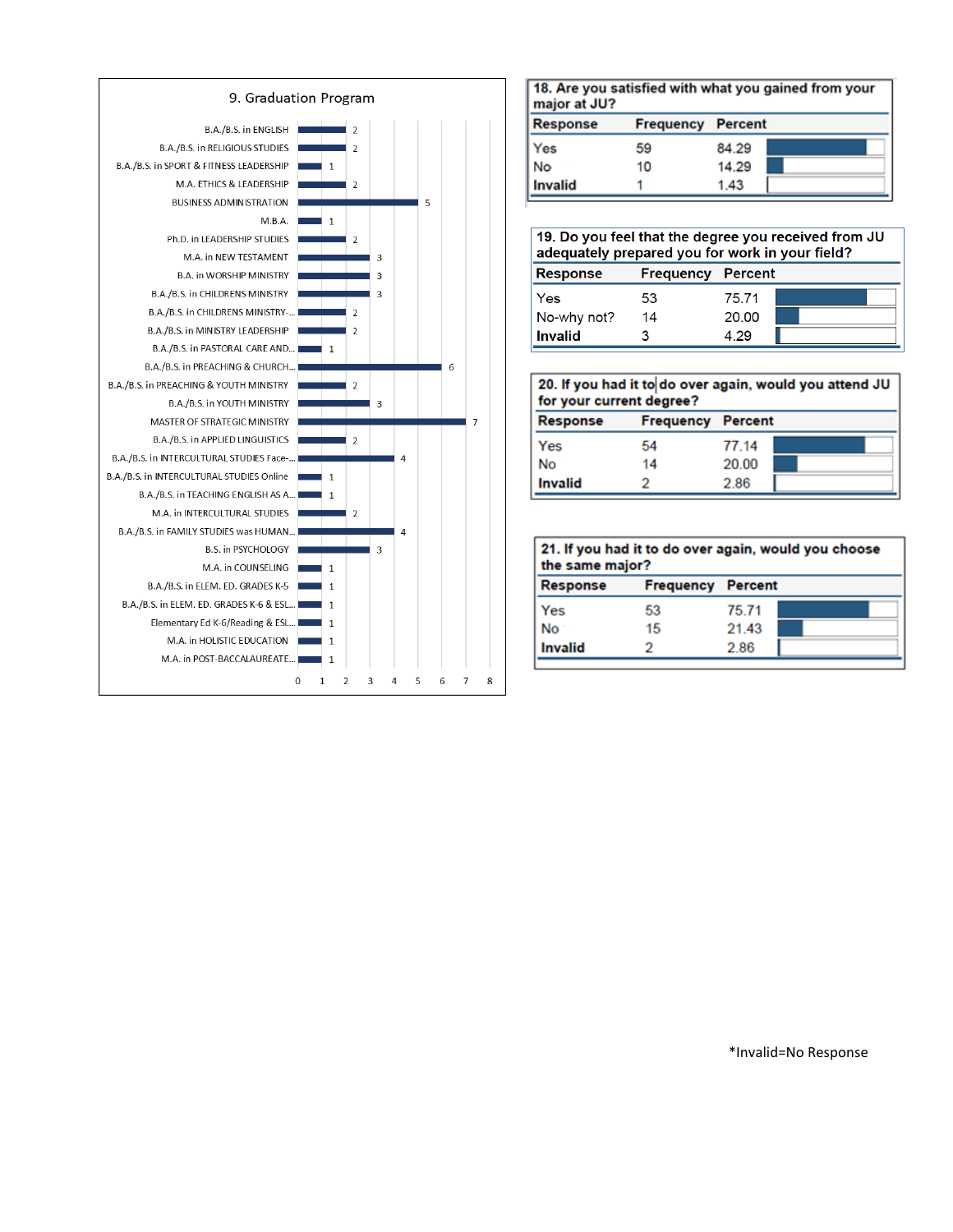9. Graduation Program

B.A./B.S. in ENGLISH 2
B.A./B.S. in RELIGIOUS STUDIES 2
B.A./B.S. in SPORT & FITNESS LEADERSHIP 1
M.A. ETHICS & LEADERSHIP 2
BUSINESS ADMINISTRATION 5
M.B.A. 1
Ph.D. in LEADERSHIP STUDIES 2
M.A. in NEW TESTAMENT 3
B.A. in WORSHIP MINISTRY 3
B.A./B.S. in CHILDRENS MINISTRY 3
B.A./B.S. in CHILDRENS MINISTRY-... 2
B.A./B.S. in MINISTRY LEADERSHIP 2
B.A./B.S. in PASTORAL CARE AND... 1
B.A./B.S. in PREACHING & CHURCH... 6
B.A./B.S. in PREACHING & YOUTH MINISTRY 2
B.A./B.S. in YOUTH MINISTRY 3
MASTER OF STRATEGIC MINISTRY 7
B.A./B.S. in APPLIED LINGUISTICS 2
B.A./B.S. in INTERCULTURAL STUDIES Face-... 4
B.A./B.S. in INTERCULTURAL STUDIES Online 1
B.A./B.S. in TEACHING ENGLISH AS A... 1
M.A. in INTERCULTURAL STUDIES 2
B.A./B.S. in FAMILY STUDIES was HUMAN... 4
B.S. in PSYCHOLOGY 3
M.A. in COUNSELING 1
B.A./B.S. in ELEM. ED. GRADES K-5 1
B.A./B.S. in ELEM. ED. GRADES K-6 & ESL... 1
Elementary Ed K-6/Reading & ESL... 1
M.A. in HOLISTIC EDUCATION 1
M.A. in POST-BACCALAUREATE... 1

0 1 2 3 4 5 6 7 8

**18. Are you satisfied with what you gained from your major at JU?**

| Response | Frequency | Percent |
|---|---|---|
| Yes | 59 | 84.29 |
| No | 10 | 14.29 |
| Invalid | 1 | 1.43 |

**19. Do you feel that the degree you received from JU adequately prepared you for work in your field?**

| Response | Frequency | Percent |
|---|---|---|
| Yes | 53 | 75.71 |
| No-why not? | 14 | 20.00 |
| Invalid | 3 | 4.29 |

**20. If you had it to do over again, would you attend JU for your current degree?**

| Response | Frequency | Percent |
|---|---|---|
| Yes | 54 | 77.14 |
| No | 14 | 20.00 |
| Invalid | 2 | 2.86 |

**21. If you had it to do over again, would you choose the same major?**

| Response | Frequency | Percent |
|---|---|---|
| Yes | 53 | 75.71 |
| No | 15 | 21.43 |
| Invalid | 2 | 2.86 |

*Invalid=No Response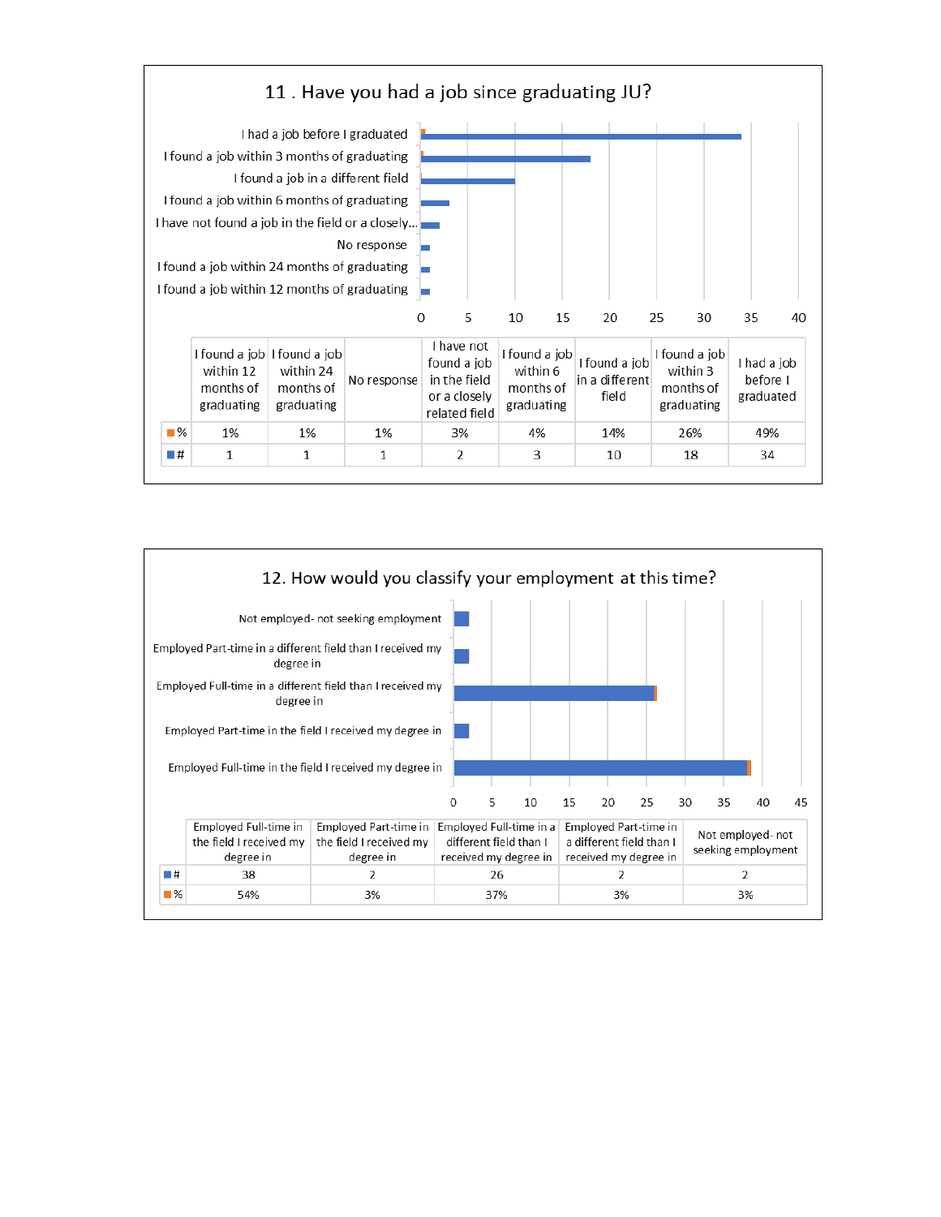## 11 . Have you had a job since graduating JU?

I had a job before I graduated
I found a job within 3 months of graduating
I found a job in a different field
I found a job within 6 months of graduating
I have not found a job in the field or a closely...
No response
I found a job within 24 months of graduating
I found a job within 12 months of graduating

0 5 10 15 20 25 30 35 40

| | I found a job within 12 months of graduating | I found a job within 24 months of graduating | No response | I have not found a job in the field or a closely related field | I found a job within 6 months of graduating | I found a job in a different field | I found a job within 3 months of graduating | I had a job before I graduated |
|---|---|---|---|---|---|---|---|---|
| % | 1% | 1% | 1% | 3% | 4% | 14% | 26% | 49% |
| # | 1 | 1 | 1 | 2 | 3 | 10 | 18 | 34 |

## 12. How would you classify your employment at this time?

Not employed- not seeking employment
Employed Part-time in a different field than I received my degree in
Employed Full-time in a different field than I received my degree in
Employed Part-time in the field I received my degree in
Employed Full-time in the field I received my degree in

0 5 10 15 20 25 30 35 40 45

| | Employed Full-time in the field I received my degree in | Employed Part-time in the field I received my degree in | Employed Full-time in a different field than I received my degree in | Employed Part-time in a different field than I received my degree in | Not employed- not seeking employment |
|---|---|---|---|---|---|
| # | 38 | 2 | 26 | 2 | 2 |
| % | 54% | 3% | 37% | 3% | 3% |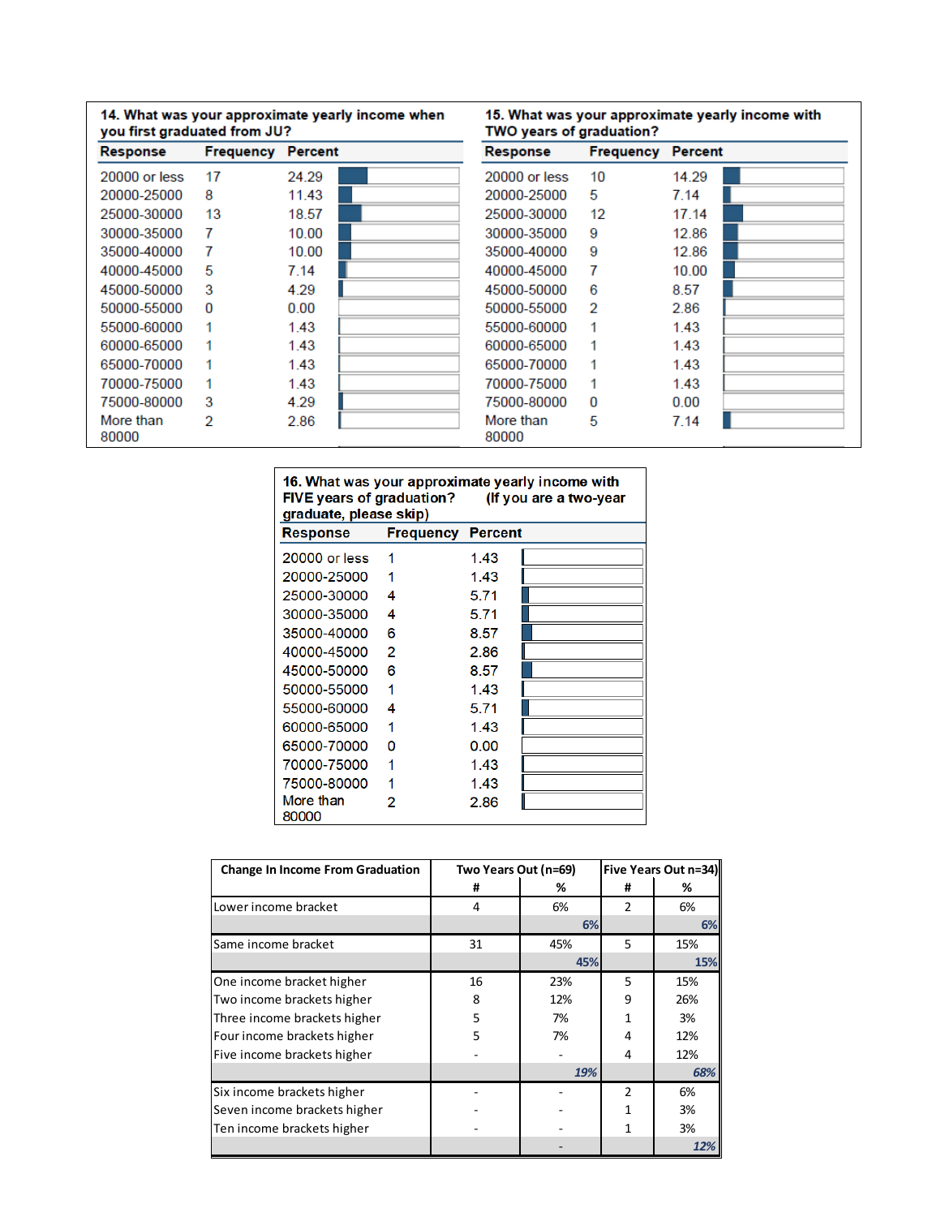**14. What was your approximate yearly income when you first graduated from JU?**

| Response | Frequency | Percent |
|---|---|---|
| 20000 or less | 17 | 24.29 |
| 20000-25000 | 8 | 11.43 |
| 25000-30000 | 13 | 18.57 |
| 30000-35000 | 7 | 10.00 |
| 35000-40000 | 7 | 10.00 |
| 40000-45000 | 5 | 7.14 |
| 45000-50000 | 3 | 4.29 |
| 50000-55000 | 0 | 0.00 |
| 55000-60000 | 1 | 1.43 |
| 60000-65000 | 1 | 1.43 |
| 65000-70000 | 1 | 1.43 |
| 70000-75000 | 1 | 1.43 |
| 75000-80000 | 3 | 4.29 |
| More than 80000 | 2 | 2.86 |

**15. What was your approximate yearly income with TWO years of graduation?**

| Response | Frequency | Percent |
|---|---|---|
| 20000 or less | 10 | 14.29 |
| 20000-25000 | 5 | 7.14 |
| 25000-30000 | 12 | 17.14 |
| 30000-35000 | 9 | 12.86 |
| 35000-40000 | 9 | 12.86 |
| 40000-45000 | 7 | 10.00 |
| 45000-50000 | 6 | 8.57 |
| 50000-55000 | 2 | 2.86 |
| 55000-60000 | 1 | 1.43 |
| 60000-65000 | 1 | 1.43 |
| 65000-70000 | 1 | 1.43 |
| 70000-75000 | 1 | 1.43 |
| 75000-80000 | 0 | 0.00 |
| More than 80000 | 5 | 7.14 |

**16. What was your approximate yearly income with FIVE years of graduation? (If you are a two-year graduate, please skip)**

| Response | Frequency | Percent |
|---|---|---|
| 20000 or less | 1 | 1.43 |
| 20000-25000 | 1 | 1.43 |
| 25000-30000 | 4 | 5.71 |
| 30000-35000 | 4 | 5.71 |
| 35000-40000 | 6 | 8.57 |
| 40000-45000 | 2 | 2.86 |
| 45000-50000 | 6 | 8.57 |
| 50000-55000 | 1 | 1.43 |
| 55000-60000 | 4 | 5.71 |
| 60000-65000 | 1 | 1.43 |
| 65000-70000 | 0 | 0.00 |
| 70000-75000 | 1 | 1.43 |
| 75000-80000 | 1 | 1.43 |
| More than 80000 | 2 | 2.86 |

| Change In Income From Graduation | Two Years Out (n=69) | | Five Years Out n=34) | |
|---|---|---|---|---|
| | # | % | # | % |
| Lower income bracket | 4 | 6% | 2 | 6% |
| | | *6%* | | *6%* |
| Same income bracket | 31 | 45% | 5 | 15% |
| | | *45%* | | *15%* |
| One income bracket higher | 16 | 23% | 5 | 15% |
| Two income brackets higher | 8 | 12% | 9 | 26% |
| Three income brackets higher | 5 | 7% | 1 | 3% |
| Four income brackets higher | 5 | 7% | 4 | 12% |
| Five income brackets higher | - | - | 4 | 12% |
| | | *19%* | | *68%* |
| Six income brackets higher | - | - | 2 | 6% |
| Seven income brackets higher | - | - | 1 | 3% |
| Ten income brackets higher | - | - | 1 | 3% |
| | | - | | *12%* |